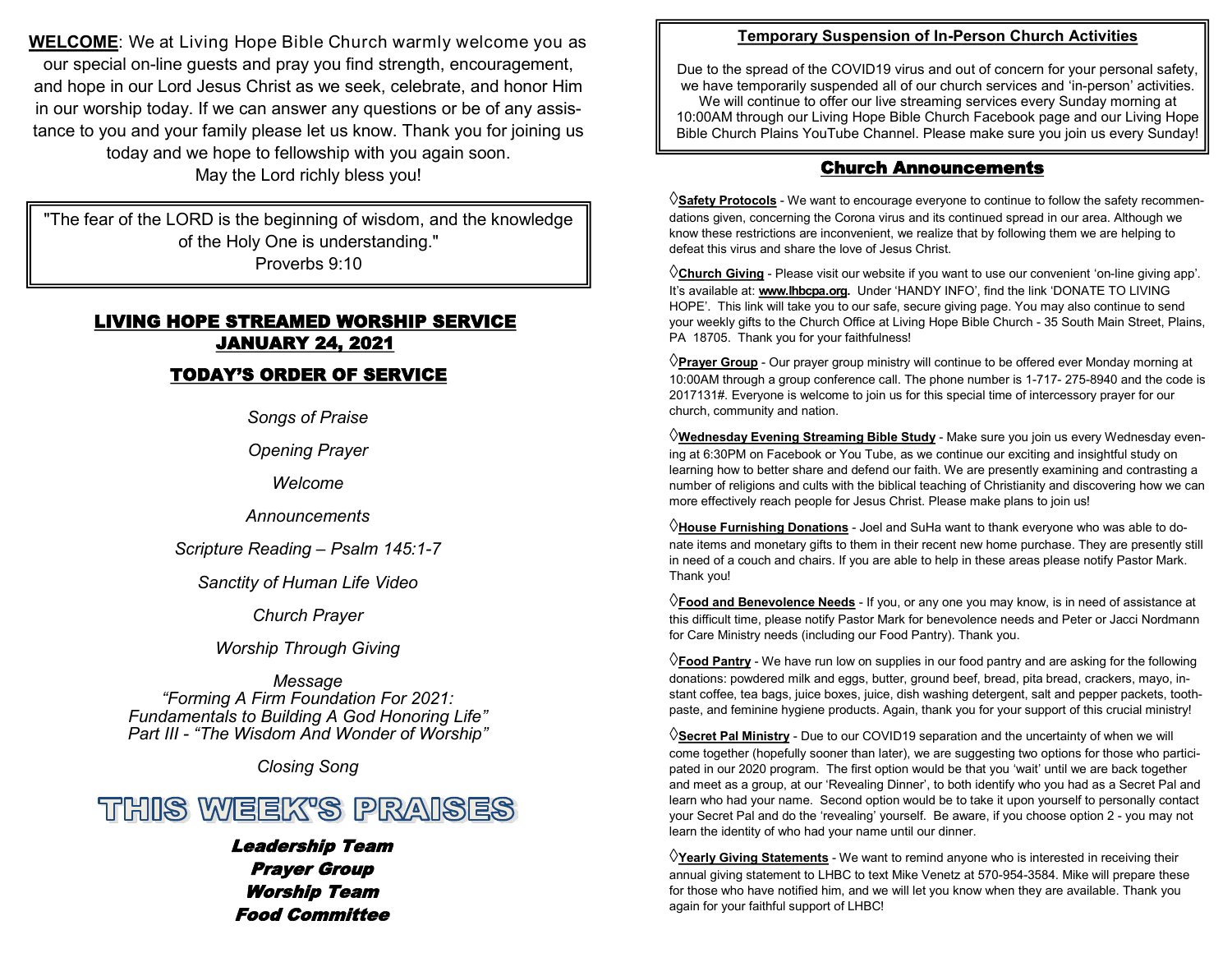**WELCOME**: We at Living Hope Bible Church warmly welcome you as our special on-line guests and pray you find strength, encouragement, and hope in our Lord Jesus Christ as we seek, celebrate, and honor Him in our worship today. If we can answer any questions or be of any assistance to you and your family please let us know. Thank you for joining us today and we hope to fellowship with you again soon. May the Lord richly bless you!

> "The fear of the LORD is the beginning of wisdom, and the knowledge of the Holy One is understanding."
> Proverbs 9:10

## LIVING HOPE STREAMED WORSHIP SERVICE JANUARY 24, 2021

## TODAY'S ORDER OF SERVICE

*Songs of Praise*

*Opening Prayer*

*Welcome*

*Announcements*

*Scripture Reading – Psalm 145:1-7*

*Sanctity of Human Life Video*

*Church Prayer*

*Worship Through Giving*

*Message*
*"Forming A Firm Foundation For 2021: Fundamentals to Building A God Honoring Life"*
*Part III - "The Wisdom And Wonder of Worship"*

*Closing Song*

## THIS WEEK'S PRAISES

***Leadership Team***
***Prayer Group***
***Worship Team***
***Food Committee***

### Temporary Suspension of In-Person Church Activities

Due to the spread of the COVID19 virus and out of concern for your personal safety, we have temporarily suspended all of our church services and 'in-person' activities. We will continue to offer our live streaming services every Sunday morning at 10:00AM through our Living Hope Bible Church Facebook page and our Living Hope Bible Church Plains YouTube Channel. Please make sure you join us every Sunday!

## Church Announcements

◊**Safety Protocols** - We want to encourage everyone to continue to follow the safety recommendations given, concerning the Corona virus and its continued spread in our area. Although we know these restrictions are inconvenient, we realize that by following them we are helping to defeat this virus and share the love of Jesus Christ.

◊**Church Giving** - Please visit our website if you want to use our convenient 'on-line giving app'. It's available at: **www.lhbcpa.org.** Under 'HANDY INFO', find the link 'DONATE TO LIVING HOPE'. This link will take you to our safe, secure giving page. You may also continue to send your weekly gifts to the Church Office at Living Hope Bible Church - 35 South Main Street, Plains, PA 18705. Thank you for your faithfulness!

◊**Prayer Group** - Our prayer group ministry will continue to be offered ever Monday morning at 10:00AM through a group conference call. The phone number is 1-717- 275-8940 and the code is 2017131#. Everyone is welcome to join us for this special time of intercessory prayer for our church, community and nation.

◊**Wednesday Evening Streaming Bible Study** - Make sure you join us every Wednesday evening at 6:30PM on Facebook or You Tube, as we continue our exciting and insightful study on learning how to better share and defend our faith. We are presently examining and contrasting a number of religions and cults with the biblical teaching of Christianity and discovering how we can more effectively reach people for Jesus Christ. Please make plans to join us!

◊**House Furnishing Donations** - Joel and SuHa want to thank everyone who was able to donate items and monetary gifts to them in their recent new home purchase. They are presently still in need of a couch and chairs. If you are able to help in these areas please notify Pastor Mark. Thank you!

◊**Food and Benevolence Needs** - If you, or any one you may know, is in need of assistance at this difficult time, please notify Pastor Mark for benevolence needs and Peter or Jacci Nordmann for Care Ministry needs (including our Food Pantry). Thank you.

◊**Food Pantry** - We have run low on supplies in our food pantry and are asking for the following donations: powdered milk and eggs, butter, ground beef, bread, pita bread, crackers, mayo, instant coffee, tea bags, juice boxes, juice, dish washing detergent, salt and pepper packets, toothpaste, and feminine hygiene products. Again, thank you for your support of this crucial ministry!

◊**Secret Pal Ministry** - Due to our COVID19 separation and the uncertainty of when we will come together (hopefully sooner than later), we are suggesting two options for those who participated in our 2020 program. The first option would be that you 'wait' until we are back together and meet as a group, at our 'Revealing Dinner', to both identify who you had as a Secret Pal and learn who had your name. Second option would be to take it upon yourself to personally contact your Secret Pal and do the 'revealing' yourself. Be aware, if you choose option 2 - you may not learn the identity of who had your name until our dinner.

◊**Yearly Giving Statements** - We want to remind anyone who is interested in receiving their annual giving statement to LHBC to text Mike Venetz at 570-954-3584. Mike will prepare these for those who have notified him, and we will let you know when they are available. Thank you again for your faithful support of LHBC!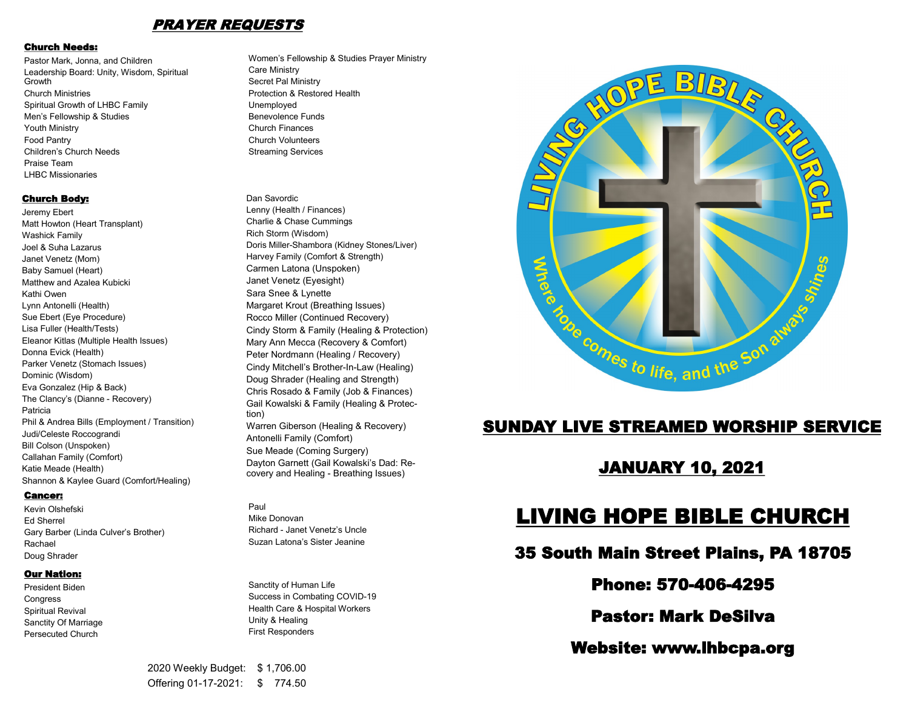## ***PRAYER REQUESTS***

**Church Needs:**

Pastor Mark, Jonna, and Children
Leadership Board: Unity, Wisdom, Spiritual Growth
Church Ministries
Spiritual Growth of LHBC Family
Men's Fellowship & Studies
Youth Ministry
Food Pantry
Children's Church Needs
Praise Team
LHBC Missionaries
Women's Fellowship & Studies Prayer Ministry
Care Ministry
Secret Pal Ministry
Protection & Restored Health
Unemployed
Benevolence Funds
Church Finances
Church Volunteers
Streaming Services

**Church Body:**

Jeremy Ebert
Matt Howton (Heart Transplant)
Washick Family
Joel & Suha Lazarus
Janet Venetz (Mom)
Baby Samuel (Heart)
Matthew and Azalea Kubicki
Kathi Owen
Lynn Antonelli (Health)
Sue Ebert (Eye Procedure)
Lisa Fuller (Health/Tests)
Eleanor Kitlas (Multiple Health Issues)
Donna Evick (Health)
Parker Venetz (Stomach Issues)
Dominic (Wisdom)
Eva Gonzalez (Hip & Back)
The Clancy's (Dianne - Recovery)
Patricia
Phil & Andrea Bills (Employment / Transition)
Judi/Celeste Roccograndi
Bill Colson (Unspoken)
Callahan Family (Comfort)
Katie Meade (Health)
Shannon & Kaylee Guard (Comfort/Healing)
Dan Savordic
Lenny (Health / Finances)
Charlie & Chase Cummings
Rich Storm (Wisdom)
Doris Miller-Shambora (Kidney Stones/Liver)
Harvey Family (Comfort & Strength)
Carmen Latona (Unspoken)
Janet Venetz (Eyesight)
Sara Snee & Lynette
Margaret Krout (Breathing Issues)
Rocco Miller (Continued Recovery)
Cindy Storm & Family (Healing & Protection)
Mary Ann Mecca (Recovery & Comfort)
Peter Nordmann (Healing / Recovery)
Cindy Mitchell's Brother-In-Law (Healing)
Doug Shrader (Healing and Strength)
Chris Rosado & Family (Job & Finances)
Gail Kowalski & Family (Healing & Protection)
Warren Giberson (Healing & Recovery)
Antonelli Family (Comfort)
Sue Meade (Coming Surgery)
Dayton Garnett (Gail Kowalski's Dad: Recovery and Healing - Breathing Issues)

**Cancer:**

Kevin Olshefski
Ed Sherrel
Gary Barber (Linda Culver's Brother)
Rachael
Doug Shrader
Paul
Mike Donovan
Richard - Janet Venetz's Uncle
Suzan Latona's Sister Jeanine

**Our Nation:**

President Biden
Congress
Spiritual Revival
Sanctity Of Marriage
Persecuted Church
Sanctity of Human Life
Success in Combating COVID-19
Health Care & Hospital Workers
Unity & Healing
First Responders

| | |
|---|---|
| 2020 Weekly Budget: | $ 1,706.00 |
| Offering 01-17-2021: | $ 774.50 |

LIVING HOPE BIBLE CHURCH
Where hope comes to life, and the Son always shines

## SUNDAY LIVE STREAMED WORSHIP SERVICE

## JANUARY 10, 2021

# LIVING HOPE BIBLE CHURCH

### 35 South Main Street Plains, PA 18705

### Phone: 570-406-4295

### Pastor: Mark DeSilva

### Website: www.lhbcpa.org